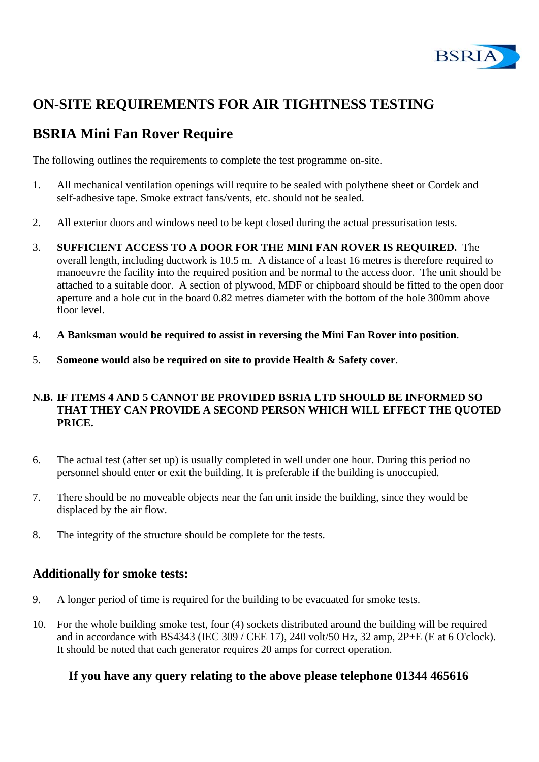# ON-SITE REQUIREMENTS FOR AIR TIGHTNESS TESTING

## BSRIA Mini Fan Rover Require

The following outlines the requirements to complete the test programme on-site.

1. All mechanical ventilation openings will require to be sealed with polythene sheet or Cordek and self-adhesive tape. Smoke extract fans/vents, etc. should not be sealed.

2. All exterior doors and windows need to be kept closed during the actual pressurisation tests.

3. **SUFFICIENT ACCESS TO A DOOR FOR THE MINI FAN ROVER IS REQUIRED.** The overall length, including ductwork is 10.5 m. A distance of a least 16 metres is therefore required to manoeuvre the facility into the required position and be normal to the access door. The unit should be attached to a suitable door. A section of plywood, MDF or chipboard should be fitted to the open door aperture and a hole cut in the board 0.82 metres diameter with the bottom of the hole 300mm above floor level.

4. **A Banksman would be required to assist in reversing the Mini Fan Rover into position**.

5. **Someone would also be required on site to provide Health & Safety cover**.

**N.B. IF ITEMS 4 AND 5 CANNOT BE PROVIDED BSRIA LTD SHOULD BE INFORMED SO THAT THEY CAN PROVIDE A SECOND PERSON WHICH WILL EFFECT THE QUOTED PRICE.**

6. The actual test (after set up) is usually completed in well under one hour. During this period no personnel should enter or exit the building. It is preferable if the building is unoccupied.

7. There should be no moveable objects near the fan unit inside the building, since they would be displaced by the air flow.

8. The integrity of the structure should be complete for the tests.

## Additionally for smoke tests:

9. A longer period of time is required for the building to be evacuated for smoke tests.

10. For the whole building smoke test, four (4) sockets distributed around the building will be required and in accordance with BS4343 (IEC 309 / CEE 17), 240 volt/50 Hz, 32 amp, 2P+E (E at 6 O'clock). It should be noted that each generator requires 20 amps for correct operation.

**If you have any query relating to the above please telephone 01344 465616**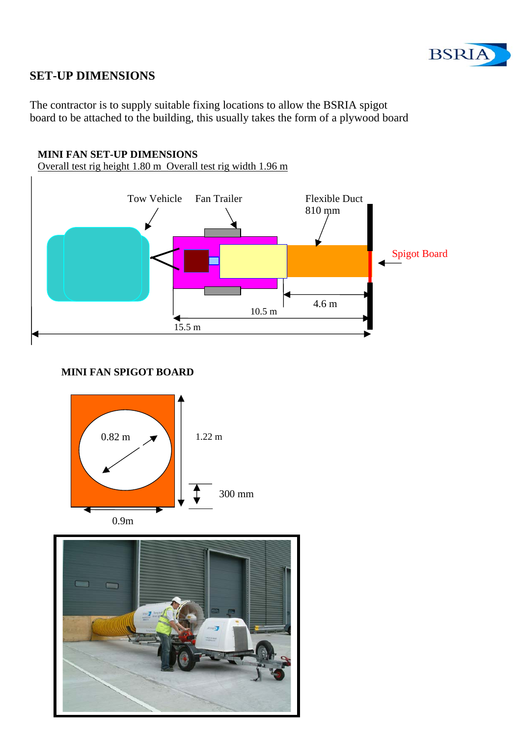## SET-UP DIMENSIONS

The contractor is to supply suitable fixing locations to allow the BSRIA spigot board to be attached to the building, this usually takes the form of a plywood board

### MINI FAN SET-UP DIMENSIONS

Overall test rig height 1.80 m Overall test rig width 1.96 m

Tow Vehicle
Fan Trailer
Flexible Duct
810 mm
Spigot Board
4.6 m
10.5 m
15.5 m

### MINI FAN SPIGOT BOARD

0.82 m
1.22 m
300 mm
0.9m